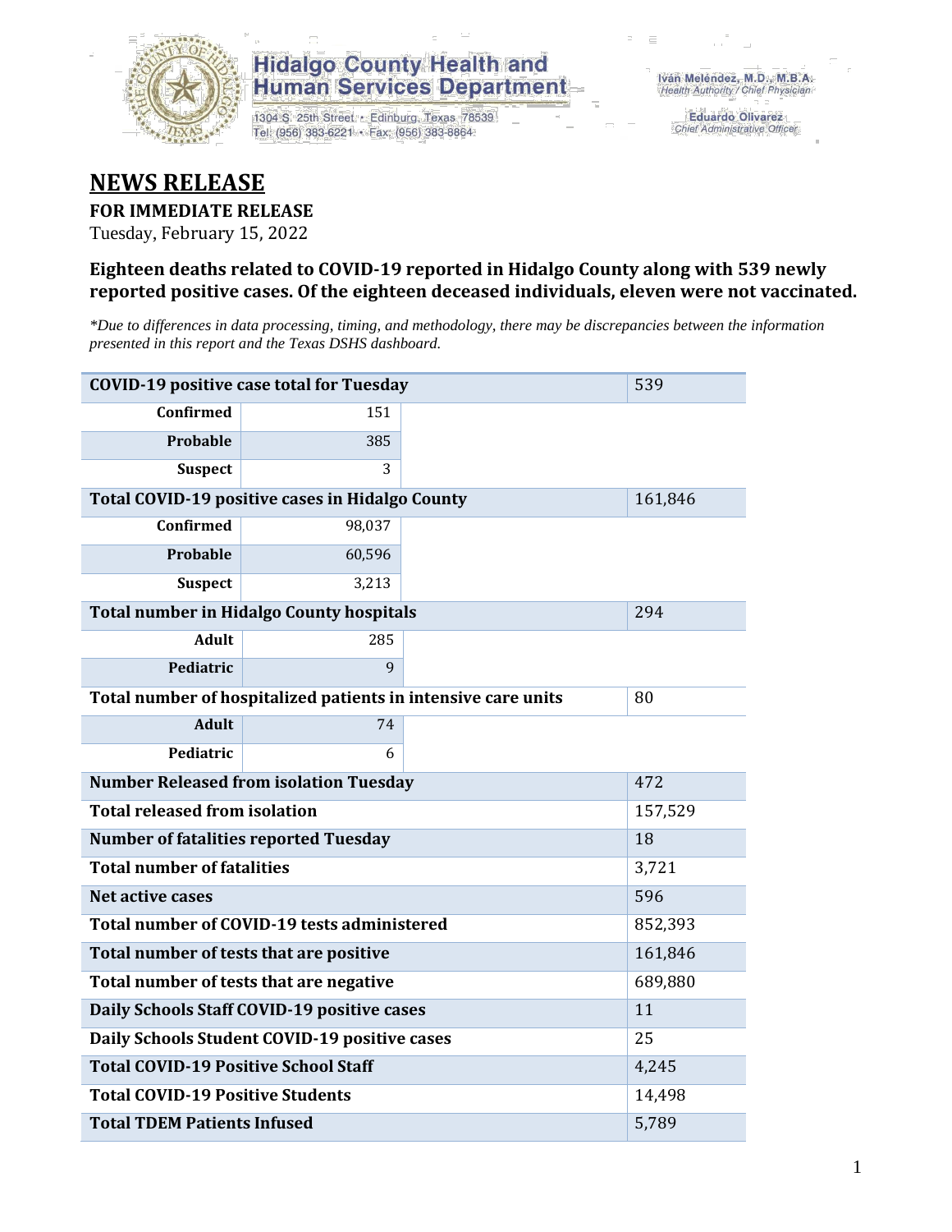**Hidalgo County Health and Human Services Department**

1304 S. 25th Street • Edinburg, Texas 78539
Tel: (956) 383-6221 • Fax: (956) 383-8864

Iván Meléndez, M.D., M.B.A.
*Health Authority / Chief Physician*

Eduardo Olivarez
*Chief Administrative Officer*

# NEWS RELEASE

**FOR IMMEDIATE RELEASE**

Tuesday, February 15, 2022

### Eighteen deaths related to COVID-19 reported in Hidalgo County along with 539 newly reported positive cases. Of the eighteen deceased individuals, eleven were not vaccinated.

*\*Due to differences in data processing, timing, and methodology, there may be discrepancies between the information presented in this report and the Texas DSHS dashboard.*

| | | | |
|---|---|---|---|
| **COVID-19 positive case total for Tuesday** | | | 539 |
| **Confirmed** | 151 | | |
| **Probable** | 385 | | |
| **Suspect** | 3 | | |
| **Total COVID-19 positive cases in Hidalgo County** | | | 161,846 |
| **Confirmed** | 98,037 | | |
| **Probable** | 60,596 | | |
| **Suspect** | 3,213 | | |
| **Total number in Hidalgo County hospitals** | | | 294 |
| **Adult** | 285 | | |
| **Pediatric** | 9 | | |
| **Total number of hospitalized patients in intensive care units** | | | 80 |
| **Adult** | 74 | | |
| **Pediatric** | 6 | | |
| **Number Released from isolation Tuesday** | | | 472 |
| **Total released from isolation** | | | 157,529 |
| **Number of fatalities reported Tuesday** | | | 18 |
| **Total number of fatalities** | | | 3,721 |
| **Net active cases** | | | 596 |
| **Total number of COVID-19 tests administered** | | | 852,393 |
| **Total number of tests that are positive** | | | 161,846 |
| **Total number of tests that are negative** | | | 689,880 |
| **Daily Schools Staff COVID-19 positive cases** | | | 11 |
| **Daily Schools Student COVID-19 positive cases** | | | 25 |
| **Total COVID-19 Positive School Staff** | | | 4,245 |
| **Total COVID-19 Positive Students** | | | 14,498 |
| **Total TDEM Patients Infused** | | | 5,789 |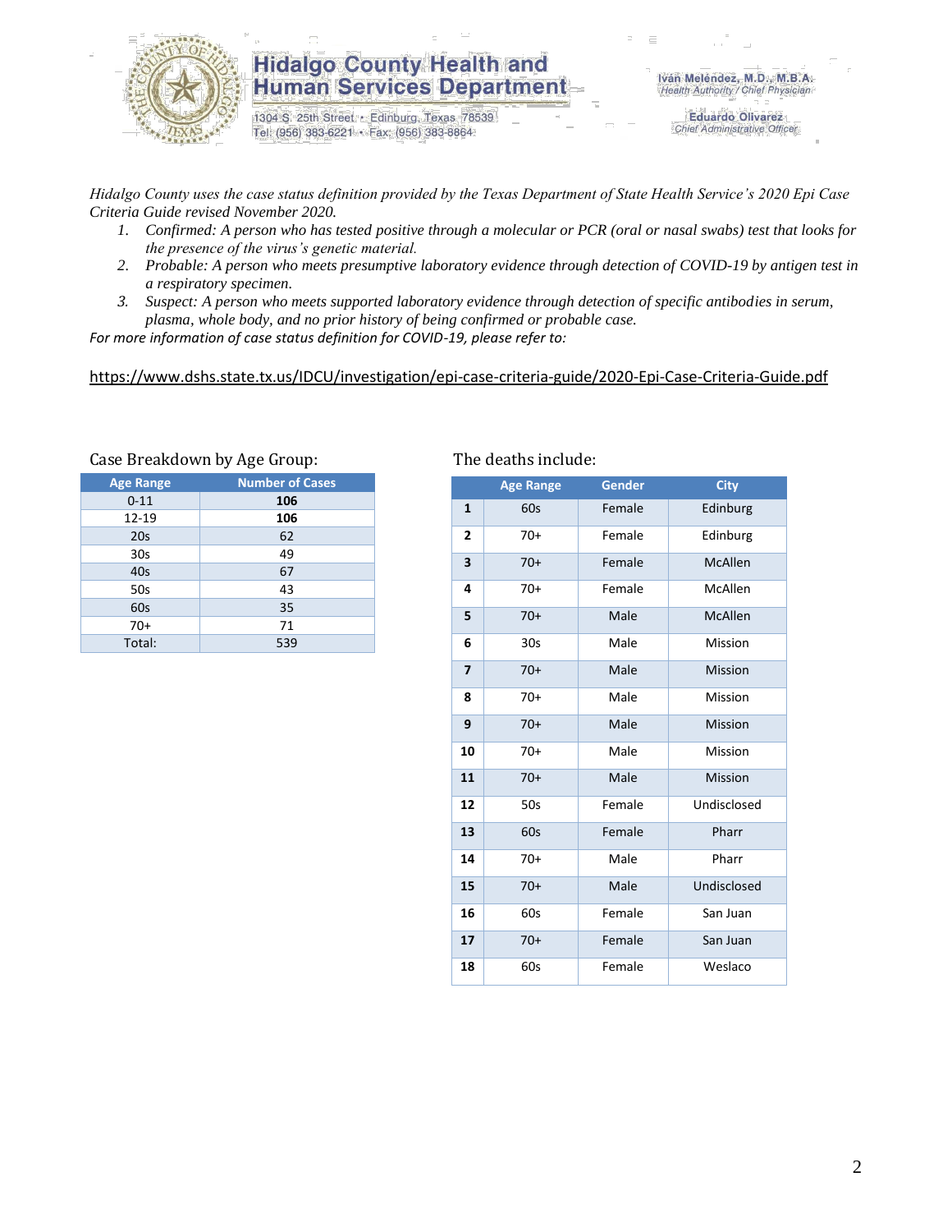*Hidalgo County uses the case status definition provided by the Texas Department of State Health Service's 2020 Epi Case Criteria Guide revised November 2020.*

1. *Confirmed: A person who has tested positive through a molecular or PCR (oral or nasal swabs) test that looks for the presence of the virus's genetic material.*
2. *Probable: A person who meets presumptive laboratory evidence through detection of COVID-19 by antigen test in a respiratory specimen.*
3. *Suspect: A person who meets supported laboratory evidence through detection of specific antibodies in serum, plasma, whole body, and no prior history of being confirmed or probable case.*

*For more information of case status definition for COVID-19, please refer to:*

https://www.dshs.state.tx.us/IDCU/investigation/epi-case-criteria-guide/2020-Epi-Case-Criteria-Guide.pdf

Case Breakdown by Age Group:

| Age Range | Number of Cases |
|---|---|
| 0-11 | **106** |
| 12-19 | **106** |
| 20s | 62 |
| 30s | 49 |
| 40s | 67 |
| 50s | 43 |
| 60s | 35 |
| 70+ | 71 |
| Total: | 539 |

The deaths include:

| | Age Range | Gender | City |
|---|---|---|---|
| **1** | 60s | Female | Edinburg |
| **2** | 70+ | Female | Edinburg |
| **3** | 70+ | Female | McAllen |
| **4** | 70+ | Female | McAllen |
| **5** | 70+ | Male | McAllen |
| **6** | 30s | Male | Mission |
| **7** | 70+ | Male | Mission |
| **8** | 70+ | Male | Mission |
| **9** | 70+ | Male | Mission |
| **10** | 70+ | Male | Mission |
| **11** | 70+ | Male | Mission |
| **12** | 50s | Female | Undisclosed |
| **13** | 60s | Female | Pharr |
| **14** | 70+ | Male | Pharr |
| **15** | 70+ | Male | Undisclosed |
| **16** | 60s | Female | San Juan |
| **17** | 70+ | Female | San Juan |
| **18** | 60s | Female | Weslaco |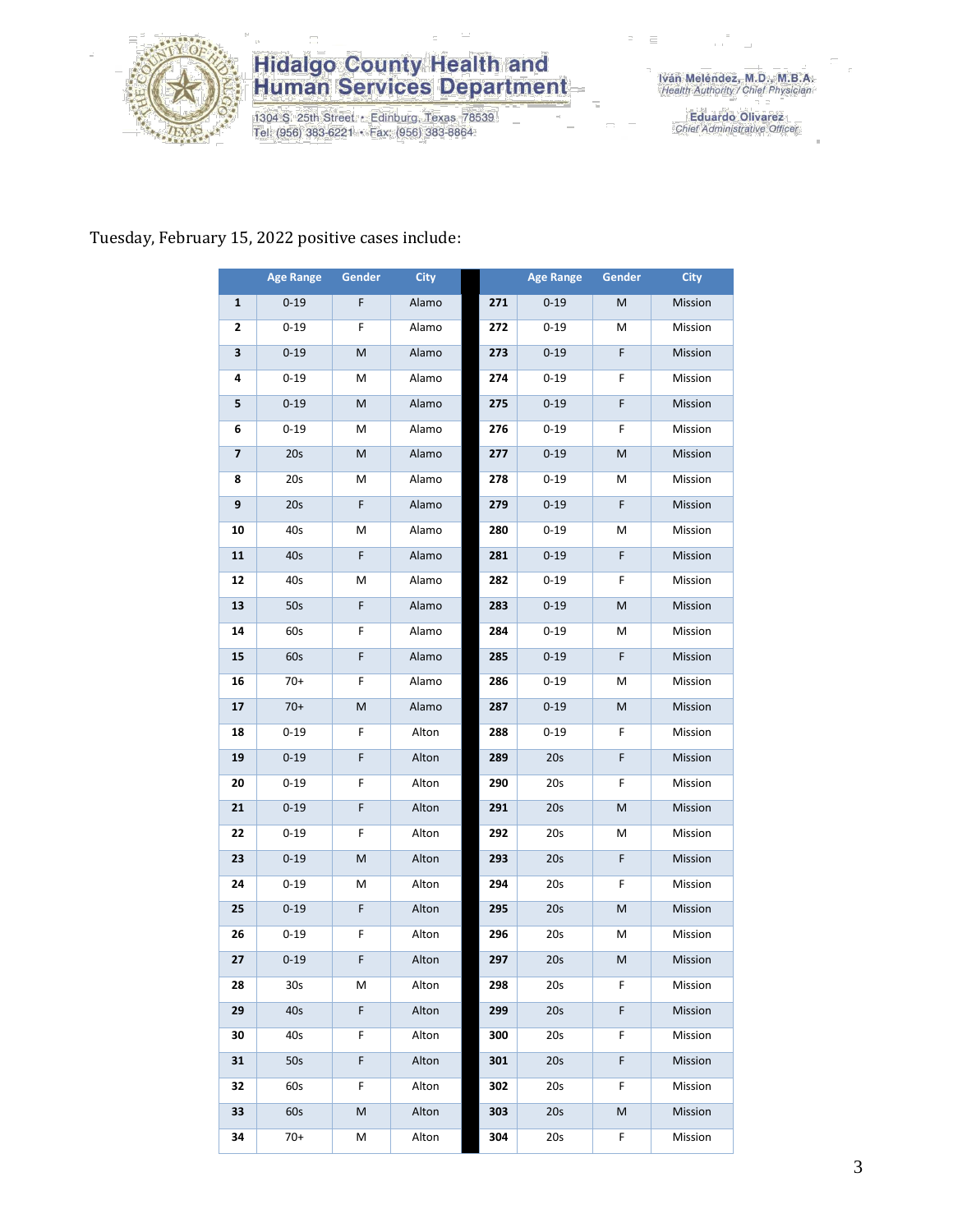Hidalgo County Health and Human Services Department

1304 S. 25th Street • Edinburg, Texas 78539
Tel: (956) 383-6221 • Fax: (956) 383-8864

Iván Meléndez, M.D., M.B.A.
Health Authority / Chief Physician

Eduardo Olivarez
Chief Administrative Officer

Tuesday, February 15, 2022 positive cases include:

| | Age Range | Gender | City | | Age Range | Gender | City |
|---|---|---|---|---|---|---|---|
| **1** | 0-19 | F | Alamo | **271** | 0-19 | M | Mission |
| **2** | 0-19 | F | Alamo | **272** | 0-19 | M | Mission |
| **3** | 0-19 | M | Alamo | **273** | 0-19 | F | Mission |
| **4** | 0-19 | M | Alamo | **274** | 0-19 | F | Mission |
| **5** | 0-19 | M | Alamo | **275** | 0-19 | F | Mission |
| **6** | 0-19 | M | Alamo | **276** | 0-19 | F | Mission |
| **7** | 20s | M | Alamo | **277** | 0-19 | M | Mission |
| **8** | 20s | M | Alamo | **278** | 0-19 | M | Mission |
| **9** | 20s | F | Alamo | **279** | 0-19 | F | Mission |
| **10** | 40s | M | Alamo | **280** | 0-19 | M | Mission |
| **11** | 40s | F | Alamo | **281** | 0-19 | F | Mission |
| **12** | 40s | M | Alamo | **282** | 0-19 | F | Mission |
| **13** | 50s | F | Alamo | **283** | 0-19 | M | Mission |
| **14** | 60s | F | Alamo | **284** | 0-19 | M | Mission |
| **15** | 60s | F | Alamo | **285** | 0-19 | F | Mission |
| **16** | 70+ | F | Alamo | **286** | 0-19 | M | Mission |
| **17** | 70+ | M | Alamo | **287** | 0-19 | M | Mission |
| **18** | 0-19 | F | Alton | **288** | 0-19 | F | Mission |
| **19** | 0-19 | F | Alton | **289** | 20s | F | Mission |
| **20** | 0-19 | F | Alton | **290** | 20s | F | Mission |
| **21** | 0-19 | F | Alton | **291** | 20s | M | Mission |
| **22** | 0-19 | F | Alton | **292** | 20s | M | Mission |
| **23** | 0-19 | M | Alton | **293** | 20s | F | Mission |
| **24** | 0-19 | M | Alton | **294** | 20s | F | Mission |
| **25** | 0-19 | F | Alton | **295** | 20s | M | Mission |
| **26** | 0-19 | F | Alton | **296** | 20s | M | Mission |
| **27** | 0-19 | F | Alton | **297** | 20s | M | Mission |
| **28** | 30s | M | Alton | **298** | 20s | F | Mission |
| **29** | 40s | F | Alton | **299** | 20s | F | Mission |
| **30** | 40s | F | Alton | **300** | 20s | F | Mission |
| **31** | 50s | F | Alton | **301** | 20s | F | Mission |
| **32** | 60s | F | Alton | **302** | 20s | F | Mission |
| **33** | 60s | M | Alton | **303** | 20s | M | Mission |
| **34** | 70+ | M | Alton | **304** | 20s | F | Mission |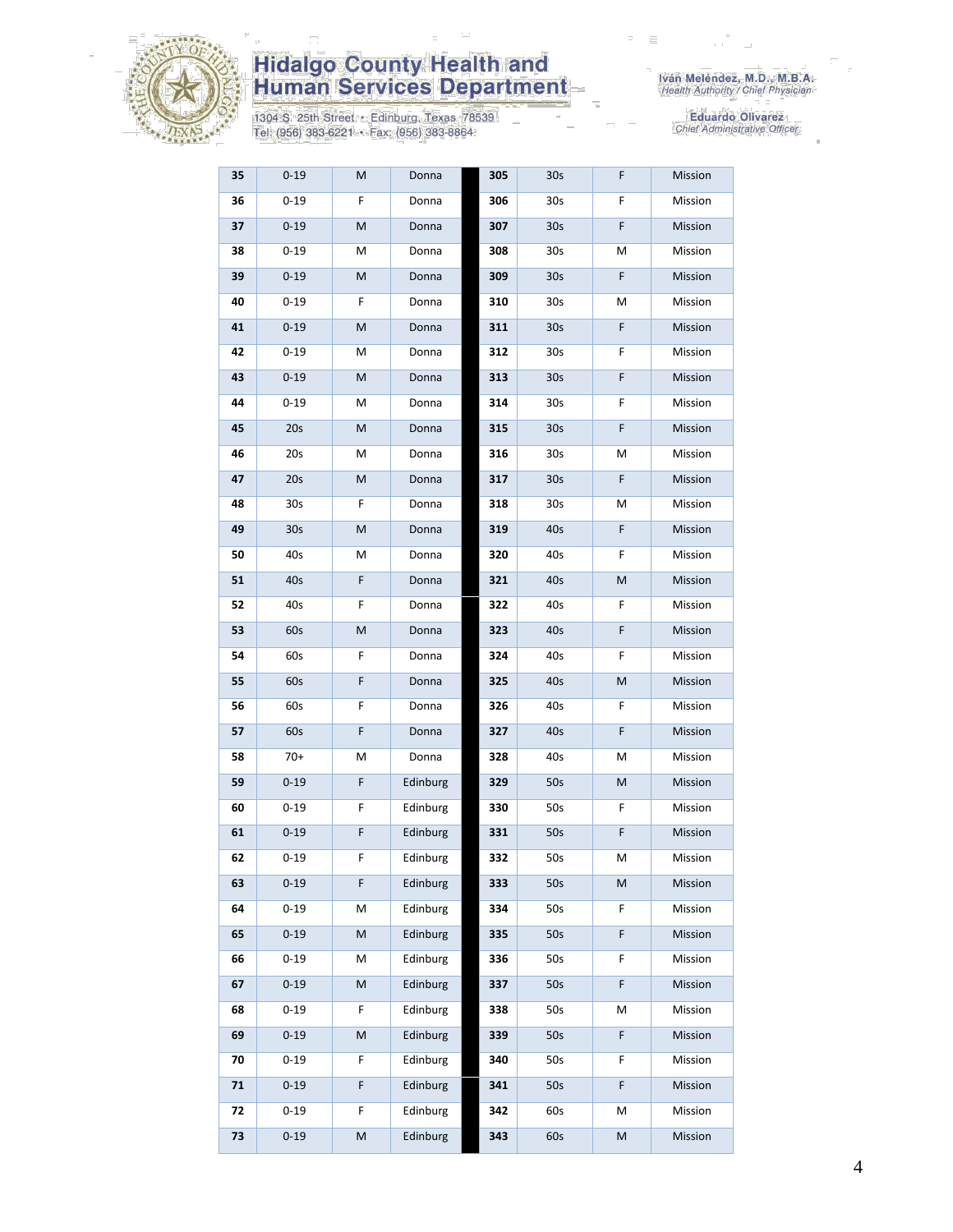| 35 | 0-19 | M | Donna | 305 | 30s | F | Mission |
|---|---|---|---|---|---|---|---|
| 36 | 0-19 | F | Donna | 306 | 30s | F | Mission |
| 37 | 0-19 | M | Donna | 307 | 30s | F | Mission |
| 38 | 0-19 | M | Donna | 308 | 30s | M | Mission |
| 39 | 0-19 | M | Donna | 309 | 30s | F | Mission |
| 40 | 0-19 | F | Donna | 310 | 30s | M | Mission |
| 41 | 0-19 | M | Donna | 311 | 30s | F | Mission |
| 42 | 0-19 | M | Donna | 312 | 30s | F | Mission |
| 43 | 0-19 | M | Donna | 313 | 30s | F | Mission |
| 44 | 0-19 | M | Donna | 314 | 30s | F | Mission |
| 45 | 20s | M | Donna | 315 | 30s | F | Mission |
| 46 | 20s | M | Donna | 316 | 30s | M | Mission |
| 47 | 20s | M | Donna | 317 | 30s | F | Mission |
| 48 | 30s | F | Donna | 318 | 30s | M | Mission |
| 49 | 30s | M | Donna | 319 | 40s | F | Mission |
| 50 | 40s | M | Donna | 320 | 40s | F | Mission |
| 51 | 40s | F | Donna | 321 | 40s | M | Mission |
| 52 | 40s | F | Donna | 322 | 40s | F | Mission |
| 53 | 60s | M | Donna | 323 | 40s | F | Mission |
| 54 | 60s | F | Donna | 324 | 40s | F | Mission |
| 55 | 60s | F | Donna | 325 | 40s | M | Mission |
| 56 | 60s | F | Donna | 326 | 40s | F | Mission |
| 57 | 60s | F | Donna | 327 | 40s | F | Mission |
| 58 | 70+ | M | Donna | 328 | 40s | M | Mission |
| 59 | 0-19 | F | Edinburg | 329 | 50s | M | Mission |
| 60 | 0-19 | F | Edinburg | 330 | 50s | F | Mission |
| 61 | 0-19 | F | Edinburg | 331 | 50s | F | Mission |
| 62 | 0-19 | F | Edinburg | 332 | 50s | M | Mission |
| 63 | 0-19 | F | Edinburg | 333 | 50s | M | Mission |
| 64 | 0-19 | M | Edinburg | 334 | 50s | F | Mission |
| 65 | 0-19 | M | Edinburg | 335 | 50s | F | Mission |
| 66 | 0-19 | M | Edinburg | 336 | 50s | F | Mission |
| 67 | 0-19 | M | Edinburg | 337 | 50s | F | Mission |
| 68 | 0-19 | F | Edinburg | 338 | 50s | M | Mission |
| 69 | 0-19 | M | Edinburg | 339 | 50s | F | Mission |
| 70 | 0-19 | F | Edinburg | 340 | 50s | F | Mission |
| 71 | 0-19 | F | Edinburg | 341 | 50s | F | Mission |
| 72 | 0-19 | F | Edinburg | 342 | 60s | M | Mission |
| 73 | 0-19 | M | Edinburg | 343 | 60s | M | Mission |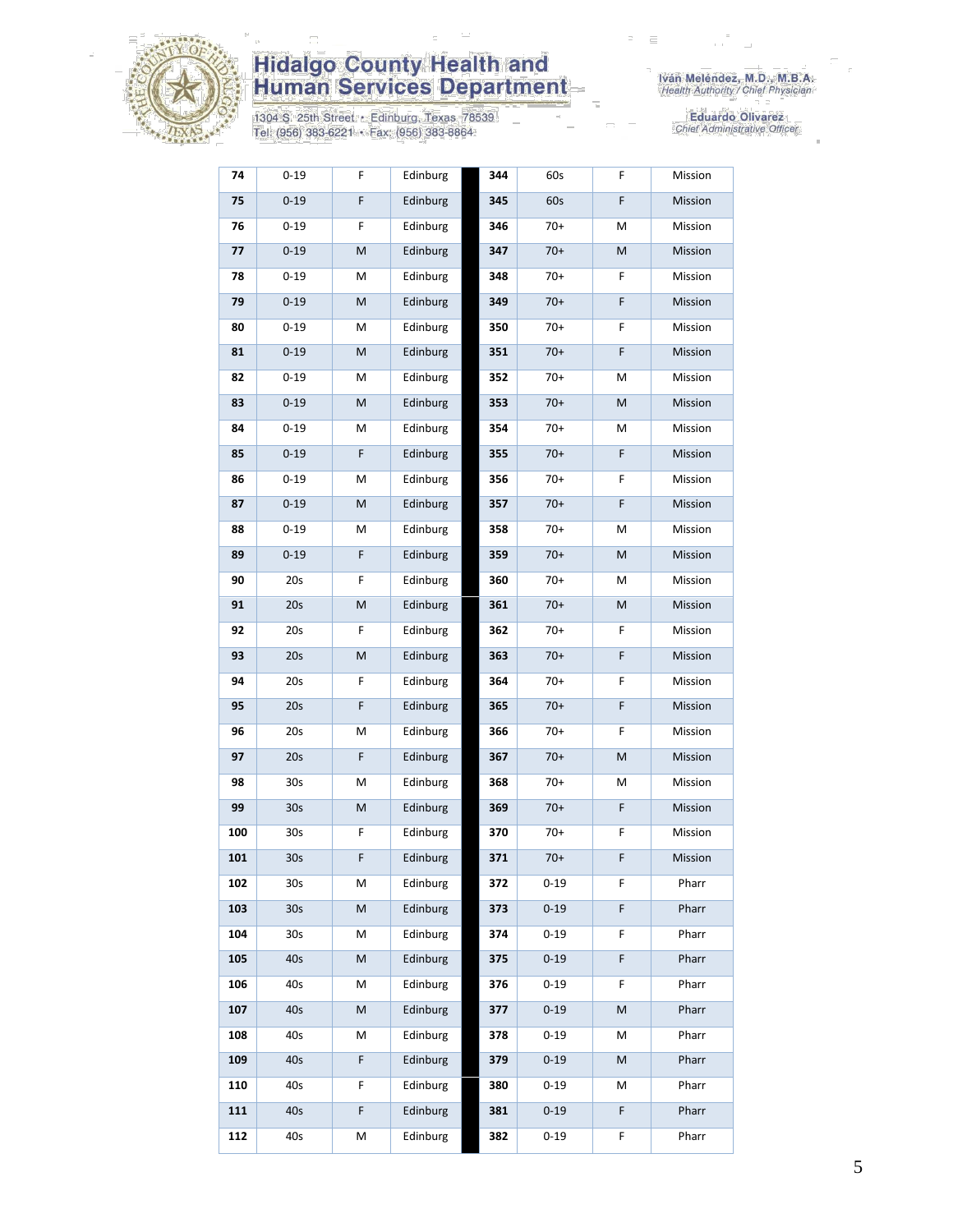| 74 | 0-19 | F | Edinburg | | 344 | 60s | F | Mission |
|---|---|---|---|---|---|---|---|---|
| 75 | 0-19 | F | Edinburg | | 345 | 60s | F | Mission |
| 76 | 0-19 | F | Edinburg | | 346 | 70+ | M | Mission |
| 77 | 0-19 | M | Edinburg | | 347 | 70+ | M | Mission |
| 78 | 0-19 | M | Edinburg | | 348 | 70+ | F | Mission |
| 79 | 0-19 | M | Edinburg | | 349 | 70+ | F | Mission |
| 80 | 0-19 | M | Edinburg | | 350 | 70+ | F | Mission |
| 81 | 0-19 | M | Edinburg | | 351 | 70+ | F | Mission |
| 82 | 0-19 | M | Edinburg | | 352 | 70+ | M | Mission |
| 83 | 0-19 | M | Edinburg | | 353 | 70+ | M | Mission |
| 84 | 0-19 | M | Edinburg | | 354 | 70+ | M | Mission |
| 85 | 0-19 | F | Edinburg | | 355 | 70+ | F | Mission |
| 86 | 0-19 | M | Edinburg | | 356 | 70+ | F | Mission |
| 87 | 0-19 | M | Edinburg | | 357 | 70+ | F | Mission |
| 88 | 0-19 | M | Edinburg | | 358 | 70+ | M | Mission |
| 89 | 0-19 | F | Edinburg | | 359 | 70+ | M | Mission |
| 90 | 20s | F | Edinburg | | 360 | 70+ | M | Mission |
| 91 | 20s | M | Edinburg | | 361 | 70+ | M | Mission |
| 92 | 20s | F | Edinburg | | 362 | 70+ | F | Mission |
| 93 | 20s | M | Edinburg | | 363 | 70+ | F | Mission |
| 94 | 20s | F | Edinburg | | 364 | 70+ | F | Mission |
| 95 | 20s | F | Edinburg | | 365 | 70+ | F | Mission |
| 96 | 20s | M | Edinburg | | 366 | 70+ | F | Mission |
| 97 | 20s | F | Edinburg | | 367 | 70+ | M | Mission |
| 98 | 30s | M | Edinburg | | 368 | 70+ | M | Mission |
| 99 | 30s | M | Edinburg | | 369 | 70+ | F | Mission |
| 100 | 30s | F | Edinburg | | 370 | 70+ | F | Mission |
| 101 | 30s | F | Edinburg | | 371 | 70+ | F | Mission |
| 102 | 30s | M | Edinburg | | 372 | 0-19 | F | Pharr |
| 103 | 30s | M | Edinburg | | 373 | 0-19 | F | Pharr |
| 104 | 30s | M | Edinburg | | 374 | 0-19 | F | Pharr |
| 105 | 40s | M | Edinburg | | 375 | 0-19 | F | Pharr |
| 106 | 40s | M | Edinburg | | 376 | 0-19 | F | Pharr |
| 107 | 40s | M | Edinburg | | 377 | 0-19 | M | Pharr |
| 108 | 40s | M | Edinburg | | 378 | 0-19 | M | Pharr |
| 109 | 40s | F | Edinburg | | 379 | 0-19 | M | Pharr |
| 110 | 40s | F | Edinburg | | 380 | 0-19 | M | Pharr |
| 111 | 40s | F | Edinburg | | 381 | 0-19 | F | Pharr |
| 112 | 40s | M | Edinburg | | 382 | 0-19 | F | Pharr |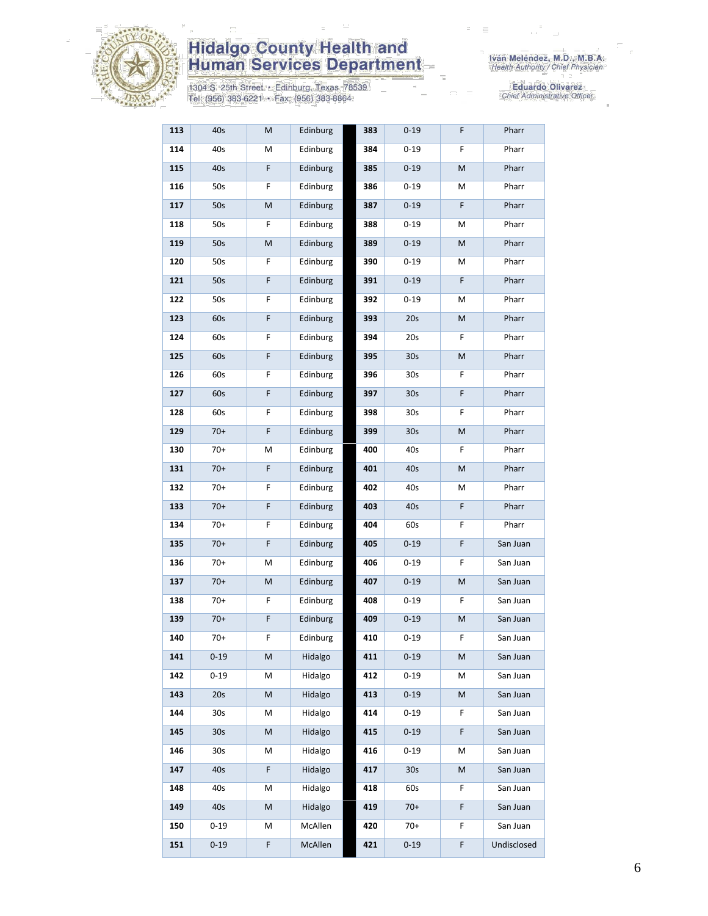# Hidalgo County Health and Human Services Department

1304 S. 25th Street • Edinburg, Texas 78539
Tel: (956) 383-6221 • Fax: (956) 383-8864

Iván Meléndez, M.D., M.B.A.
*Health Authority / Chief Physician*

Eduardo Olivarez
*Chief Administrative Officer*

| | | | | | | | |
|---|---|---|---|---|---|---|---|
| **113** | 40s | M | Edinburg | **383** | 0-19 | F | Pharr |
| **114** | 40s | M | Edinburg | **384** | 0-19 | F | Pharr |
| **115** | 40s | F | Edinburg | **385** | 0-19 | M | Pharr |
| **116** | 50s | F | Edinburg | **386** | 0-19 | M | Pharr |
| **117** | 50s | M | Edinburg | **387** | 0-19 | F | Pharr |
| **118** | 50s | F | Edinburg | **388** | 0-19 | M | Pharr |
| **119** | 50s | M | Edinburg | **389** | 0-19 | M | Pharr |
| **120** | 50s | F | Edinburg | **390** | 0-19 | M | Pharr |
| **121** | 50s | F | Edinburg | **391** | 0-19 | F | Pharr |
| **122** | 50s | F | Edinburg | **392** | 0-19 | M | Pharr |
| **123** | 60s | F | Edinburg | **393** | 20s | M | Pharr |
| **124** | 60s | F | Edinburg | **394** | 20s | F | Pharr |
| **125** | 60s | F | Edinburg | **395** | 30s | M | Pharr |
| **126** | 60s | F | Edinburg | **396** | 30s | F | Pharr |
| **127** | 60s | F | Edinburg | **397** | 30s | F | Pharr |
| **128** | 60s | F | Edinburg | **398** | 30s | F | Pharr |
| **129** | 70+ | F | Edinburg | **399** | 30s | M | Pharr |
| **130** | 70+ | M | Edinburg | **400** | 40s | F | Pharr |
| **131** | 70+ | F | Edinburg | **401** | 40s | M | Pharr |
| **132** | 70+ | F | Edinburg | **402** | 40s | M | Pharr |
| **133** | 70+ | F | Edinburg | **403** | 40s | F | Pharr |
| **134** | 70+ | F | Edinburg | **404** | 60s | F | Pharr |
| **135** | 70+ | F | Edinburg | **405** | 0-19 | F | San Juan |
| **136** | 70+ | M | Edinburg | **406** | 0-19 | F | San Juan |
| **137** | 70+ | M | Edinburg | **407** | 0-19 | M | San Juan |
| **138** | 70+ | F | Edinburg | **408** | 0-19 | F | San Juan |
| **139** | 70+ | F | Edinburg | **409** | 0-19 | M | San Juan |
| **140** | 70+ | F | Edinburg | **410** | 0-19 | F | San Juan |
| **141** | 0-19 | M | Hidalgo | **411** | 0-19 | M | San Juan |
| **142** | 0-19 | M | Hidalgo | **412** | 0-19 | M | San Juan |
| **143** | 20s | M | Hidalgo | **413** | 0-19 | M | San Juan |
| **144** | 30s | M | Hidalgo | **414** | 0-19 | F | San Juan |
| **145** | 30s | M | Hidalgo | **415** | 0-19 | F | San Juan |
| **146** | 30s | M | Hidalgo | **416** | 0-19 | M | San Juan |
| **147** | 40s | F | Hidalgo | **417** | 30s | M | San Juan |
| **148** | 40s | M | Hidalgo | **418** | 60s | F | San Juan |
| **149** | 40s | M | Hidalgo | **419** | 70+ | F | San Juan |
| **150** | 0-19 | M | McAllen | **420** | 70+ | F | San Juan |
| **151** | 0-19 | F | McAllen | **421** | 0-19 | F | Undisclosed |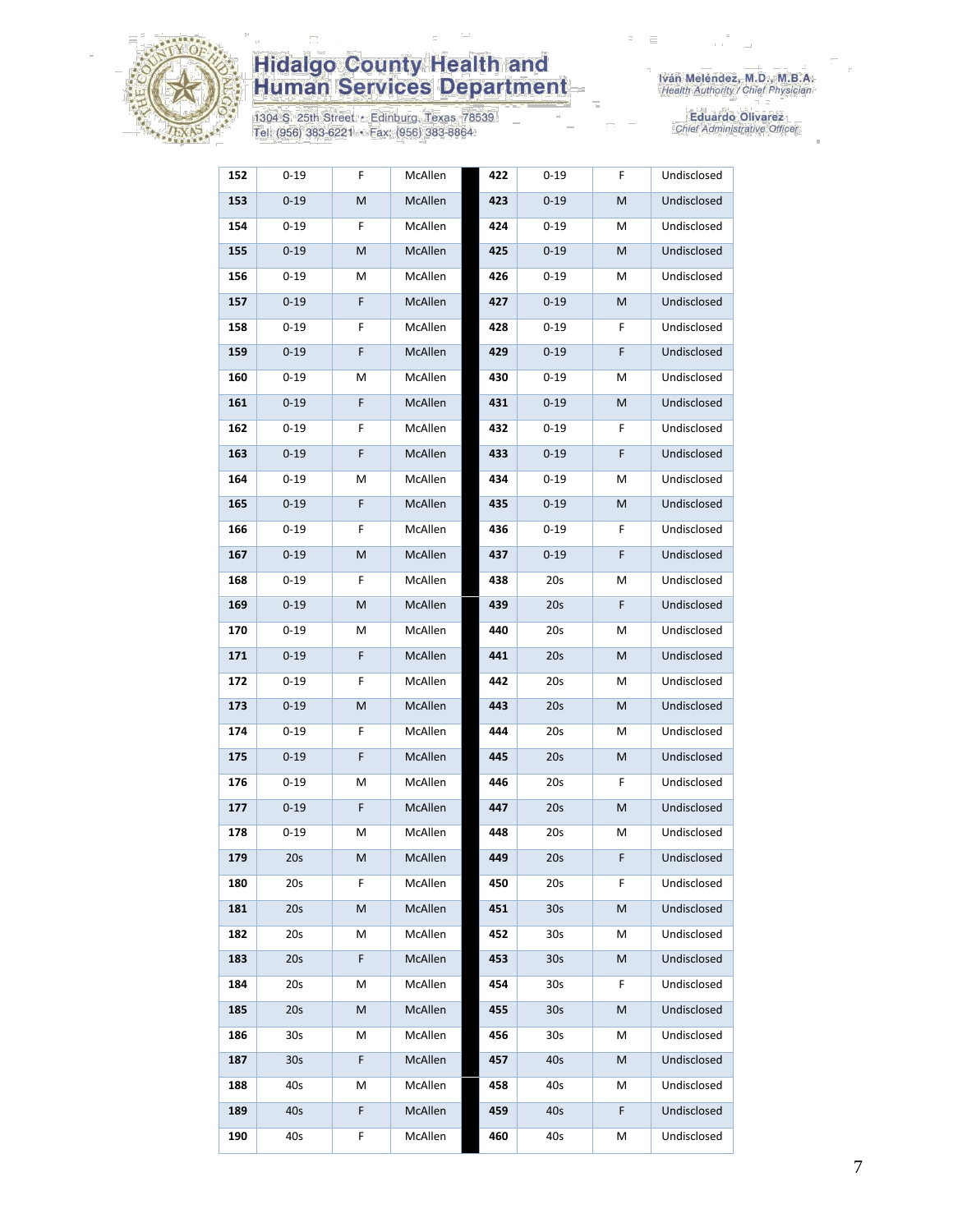| | | | | | | | | |
|---|---|---|---|---|---|---|---|---|
| **152** | 0-19 | F | McAllen | | **422** | 0-19 | F | Undisclosed |
| **153** | 0-19 | M | McAllen | | **423** | 0-19 | M | Undisclosed |
| **154** | 0-19 | F | McAllen | | **424** | 0-19 | M | Undisclosed |
| **155** | 0-19 | M | McAllen | | **425** | 0-19 | M | Undisclosed |
| **156** | 0-19 | M | McAllen | | **426** | 0-19 | M | Undisclosed |
| **157** | 0-19 | F | McAllen | | **427** | 0-19 | M | Undisclosed |
| **158** | 0-19 | F | McAllen | | **428** | 0-19 | F | Undisclosed |
| **159** | 0-19 | F | McAllen | | **429** | 0-19 | F | Undisclosed |
| **160** | 0-19 | M | McAllen | | **430** | 0-19 | M | Undisclosed |
| **161** | 0-19 | F | McAllen | | **431** | 0-19 | M | Undisclosed |
| **162** | 0-19 | F | McAllen | | **432** | 0-19 | F | Undisclosed |
| **163** | 0-19 | F | McAllen | | **433** | 0-19 | F | Undisclosed |
| **164** | 0-19 | M | McAllen | | **434** | 0-19 | M | Undisclosed |
| **165** | 0-19 | F | McAllen | | **435** | 0-19 | M | Undisclosed |
| **166** | 0-19 | F | McAllen | | **436** | 0-19 | F | Undisclosed |
| **167** | 0-19 | M | McAllen | | **437** | 0-19 | F | Undisclosed |
| **168** | 0-19 | F | McAllen | | **438** | 20s | M | Undisclosed |
| **169** | 0-19 | M | McAllen | | **439** | 20s | F | Undisclosed |
| **170** | 0-19 | M | McAllen | | **440** | 20s | M | Undisclosed |
| **171** | 0-19 | F | McAllen | | **441** | 20s | M | Undisclosed |
| **172** | 0-19 | F | McAllen | | **442** | 20s | M | Undisclosed |
| **173** | 0-19 | M | McAllen | | **443** | 20s | M | Undisclosed |
| **174** | 0-19 | F | McAllen | | **444** | 20s | M | Undisclosed |
| **175** | 0-19 | F | McAllen | | **445** | 20s | M | Undisclosed |
| **176** | 0-19 | M | McAllen | | **446** | 20s | F | Undisclosed |
| **177** | 0-19 | F | McAllen | | **447** | 20s | M | Undisclosed |
| **178** | 0-19 | M | McAllen | | **448** | 20s | M | Undisclosed |
| **179** | 20s | M | McAllen | | **449** | 20s | F | Undisclosed |
| **180** | 20s | F | McAllen | | **450** | 20s | F | Undisclosed |
| **181** | 20s | M | McAllen | | **451** | 30s | M | Undisclosed |
| **182** | 20s | M | McAllen | | **452** | 30s | M | Undisclosed |
| **183** | 20s | F | McAllen | | **453** | 30s | M | Undisclosed |
| **184** | 20s | M | McAllen | | **454** | 30s | F | Undisclosed |
| **185** | 20s | M | McAllen | | **455** | 30s | M | Undisclosed |
| **186** | 30s | M | McAllen | | **456** | 30s | M | Undisclosed |
| **187** | 30s | F | McAllen | | **457** | 40s | M | Undisclosed |
| **188** | 40s | M | McAllen | | **458** | 40s | M | Undisclosed |
| **189** | 40s | F | McAllen | | **459** | 40s | F | Undisclosed |
| **190** | 40s | F | McAllen | | **460** | 40s | M | Undisclosed |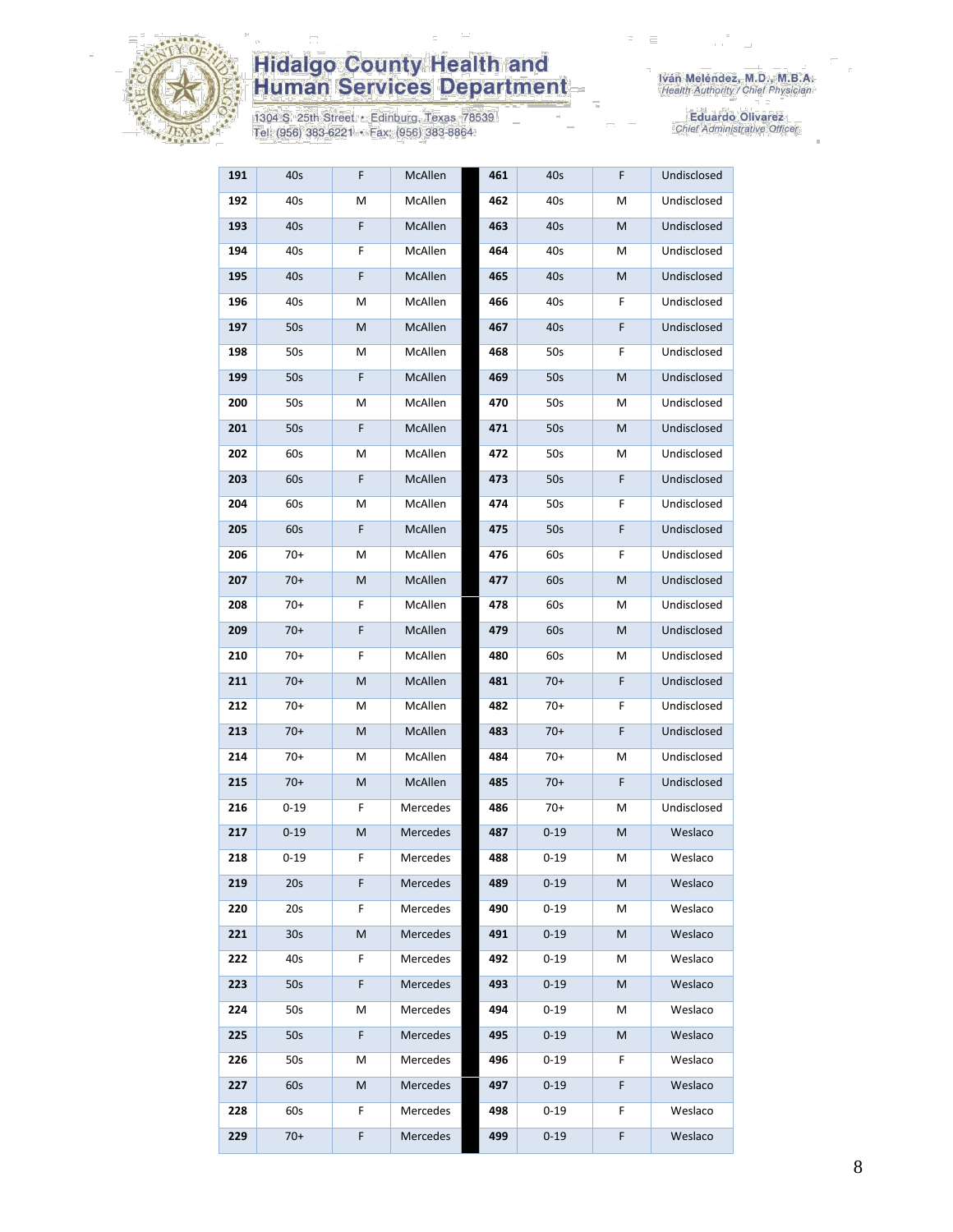# Hidalgo County Health and Human Services Department

1304 S. 25th Street • Edinburg, Texas 78539
Tel: (956) 383-6221 • Fax: (956) 383-8864

Iván Meléndez, M.D., M.B.A.
*Health Authority / Chief Physician*

Eduardo Olivarez
*Chief Administrative Officer*

| | | | | | | | |
|---|---|---|---|---|---|---|---|
| 191 | 40s | F | McAllen | 461 | 40s | F | Undisclosed |
| 192 | 40s | M | McAllen | 462 | 40s | M | Undisclosed |
| 193 | 40s | F | McAllen | 463 | 40s | M | Undisclosed |
| 194 | 40s | F | McAllen | 464 | 40s | M | Undisclosed |
| 195 | 40s | F | McAllen | 465 | 40s | M | Undisclosed |
| 196 | 40s | M | McAllen | 466 | 40s | F | Undisclosed |
| 197 | 50s | M | McAllen | 467 | 40s | F | Undisclosed |
| 198 | 50s | M | McAllen | 468 | 50s | F | Undisclosed |
| 199 | 50s | F | McAllen | 469 | 50s | M | Undisclosed |
| 200 | 50s | M | McAllen | 470 | 50s | M | Undisclosed |
| 201 | 50s | F | McAllen | 471 | 50s | M | Undisclosed |
| 202 | 60s | M | McAllen | 472 | 50s | M | Undisclosed |
| 203 | 60s | F | McAllen | 473 | 50s | F | Undisclosed |
| 204 | 60s | M | McAllen | 474 | 50s | F | Undisclosed |
| 205 | 60s | F | McAllen | 475 | 50s | F | Undisclosed |
| 206 | 70+ | M | McAllen | 476 | 60s | F | Undisclosed |
| 207 | 70+ | M | McAllen | 477 | 60s | M | Undisclosed |
| 208 | 70+ | F | McAllen | 478 | 60s | M | Undisclosed |
| 209 | 70+ | F | McAllen | 479 | 60s | M | Undisclosed |
| 210 | 70+ | F | McAllen | 480 | 60s | M | Undisclosed |
| 211 | 70+ | M | McAllen | 481 | 70+ | F | Undisclosed |
| 212 | 70+ | M | McAllen | 482 | 70+ | F | Undisclosed |
| 213 | 70+ | M | McAllen | 483 | 70+ | F | Undisclosed |
| 214 | 70+ | M | McAllen | 484 | 70+ | M | Undisclosed |
| 215 | 70+ | M | McAllen | 485 | 70+ | F | Undisclosed |
| 216 | 0-19 | F | Mercedes | 486 | 70+ | M | Undisclosed |
| 217 | 0-19 | M | Mercedes | 487 | 0-19 | M | Weslaco |
| 218 | 0-19 | F | Mercedes | 488 | 0-19 | M | Weslaco |
| 219 | 20s | F | Mercedes | 489 | 0-19 | M | Weslaco |
| 220 | 20s | F | Mercedes | 490 | 0-19 | M | Weslaco |
| 221 | 30s | M | Mercedes | 491 | 0-19 | M | Weslaco |
| 222 | 40s | F | Mercedes | 492 | 0-19 | M | Weslaco |
| 223 | 50s | F | Mercedes | 493 | 0-19 | M | Weslaco |
| 224 | 50s | M | Mercedes | 494 | 0-19 | M | Weslaco |
| 225 | 50s | F | Mercedes | 495 | 0-19 | M | Weslaco |
| 226 | 50s | M | Mercedes | 496 | 0-19 | F | Weslaco |
| 227 | 60s | M | Mercedes | 497 | 0-19 | F | Weslaco |
| 228 | 60s | F | Mercedes | 498 | 0-19 | F | Weslaco |
| 229 | 70+ | F | Mercedes | 499 | 0-19 | F | Weslaco |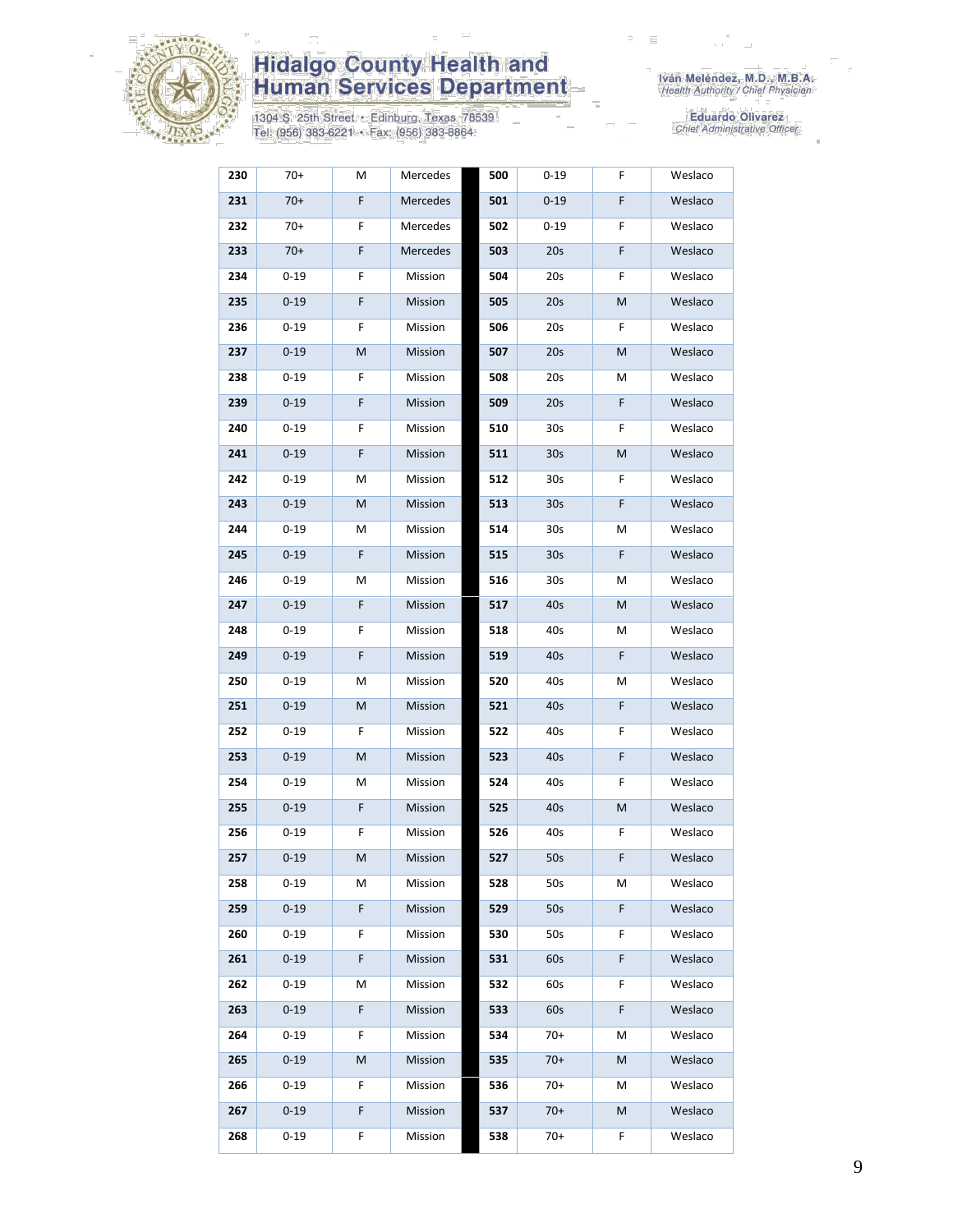# Hidalgo County Health and Human Services Department

1304 S. 25th Street • Edinburg, Texas 78539
Tel: (956) 383-6221 • Fax: (956) 383-8864

Iván Meléndez, M.D., M.B.A.
*Health Authority / Chief Physician*

Eduardo Olivarez
*Chief Administrative Officer*

| | | | | | | | |
|---|---|---|---|---|---|---|---|
| **230** | 70+ | M | Mercedes | **500** | 0-19 | F | Weslaco |
| **231** | 70+ | F | Mercedes | **501** | 0-19 | F | Weslaco |
| **232** | 70+ | F | Mercedes | **502** | 0-19 | F | Weslaco |
| **233** | 70+ | F | Mercedes | **503** | 20s | F | Weslaco |
| **234** | 0-19 | F | Mission | **504** | 20s | F | Weslaco |
| **235** | 0-19 | F | Mission | **505** | 20s | M | Weslaco |
| **236** | 0-19 | F | Mission | **506** | 20s | F | Weslaco |
| **237** | 0-19 | M | Mission | **507** | 20s | M | Weslaco |
| **238** | 0-19 | F | Mission | **508** | 20s | M | Weslaco |
| **239** | 0-19 | F | Mission | **509** | 20s | F | Weslaco |
| **240** | 0-19 | F | Mission | **510** | 30s | F | Weslaco |
| **241** | 0-19 | F | Mission | **511** | 30s | M | Weslaco |
| **242** | 0-19 | M | Mission | **512** | 30s | F | Weslaco |
| **243** | 0-19 | M | Mission | **513** | 30s | F | Weslaco |
| **244** | 0-19 | M | Mission | **514** | 30s | M | Weslaco |
| **245** | 0-19 | F | Mission | **515** | 30s | F | Weslaco |
| **246** | 0-19 | M | Mission | **516** | 30s | M | Weslaco |
| **247** | 0-19 | F | Mission | **517** | 40s | M | Weslaco |
| **248** | 0-19 | F | Mission | **518** | 40s | M | Weslaco |
| **249** | 0-19 | F | Mission | **519** | 40s | F | Weslaco |
| **250** | 0-19 | M | Mission | **520** | 40s | M | Weslaco |
| **251** | 0-19 | M | Mission | **521** | 40s | F | Weslaco |
| **252** | 0-19 | F | Mission | **522** | 40s | F | Weslaco |
| **253** | 0-19 | M | Mission | **523** | 40s | F | Weslaco |
| **254** | 0-19 | M | Mission | **524** | 40s | F | Weslaco |
| **255** | 0-19 | F | Mission | **525** | 40s | M | Weslaco |
| **256** | 0-19 | F | Mission | **526** | 40s | F | Weslaco |
| **257** | 0-19 | M | Mission | **527** | 50s | F | Weslaco |
| **258** | 0-19 | M | Mission | **528** | 50s | M | Weslaco |
| **259** | 0-19 | F | Mission | **529** | 50s | F | Weslaco |
| **260** | 0-19 | F | Mission | **530** | 50s | F | Weslaco |
| **261** | 0-19 | F | Mission | **531** | 60s | F | Weslaco |
| **262** | 0-19 | M | Mission | **532** | 60s | F | Weslaco |
| **263** | 0-19 | F | Mission | **533** | 60s | F | Weslaco |
| **264** | 0-19 | F | Mission | **534** | 70+ | M | Weslaco |
| **265** | 0-19 | M | Mission | **535** | 70+ | M | Weslaco |
| **266** | 0-19 | F | Mission | **536** | 70+ | M | Weslaco |
| **267** | 0-19 | F | Mission | **537** | 70+ | M | Weslaco |
| **268** | 0-19 | F | Mission | **538** | 70+ | F | Weslaco |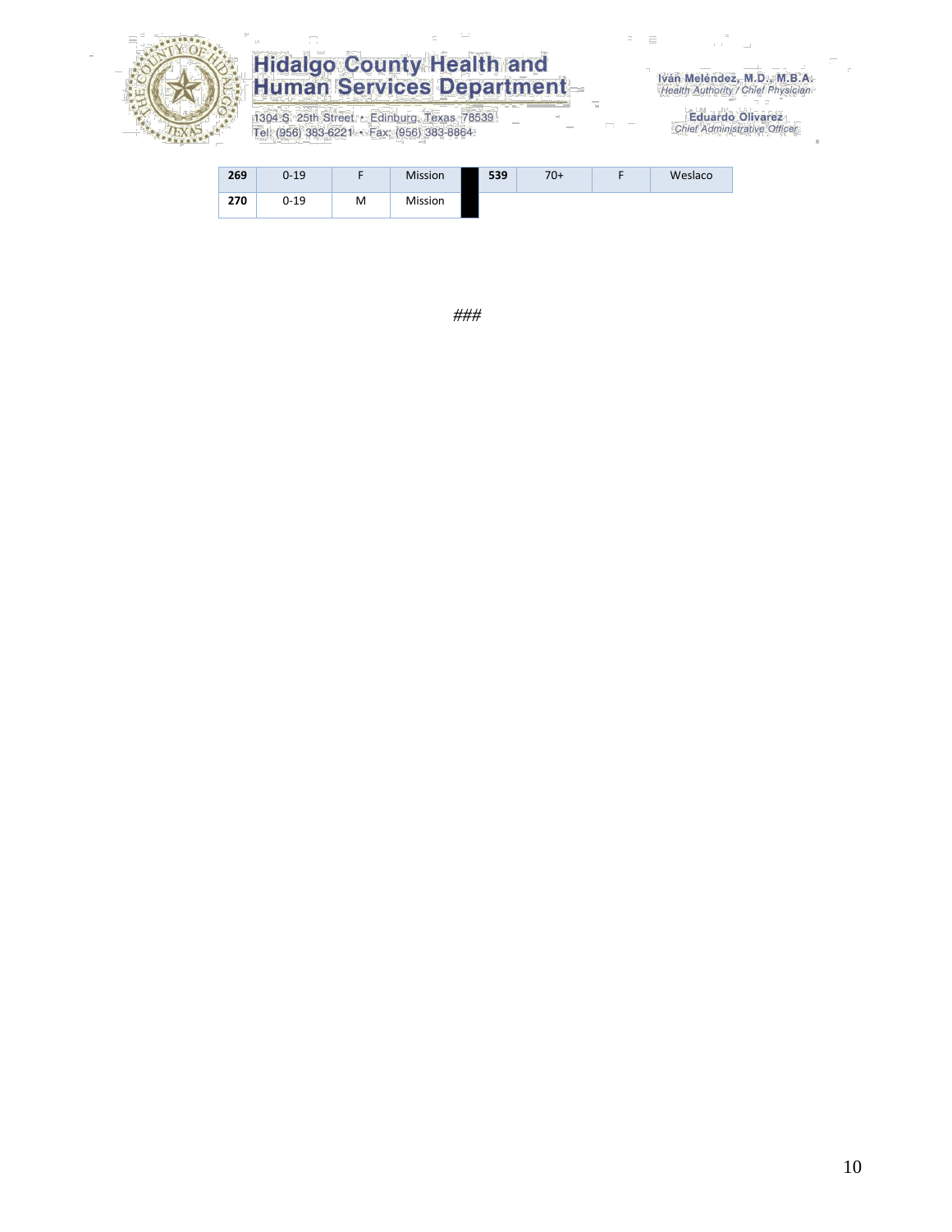| | | | | | | | |
|---|---|---|---|---|---|---|---|
| **269** | 0-19 | F | Mission | **539** | 70+ | F | Weslaco |
| **270** | 0-19 | M | Mission | | | | |

###